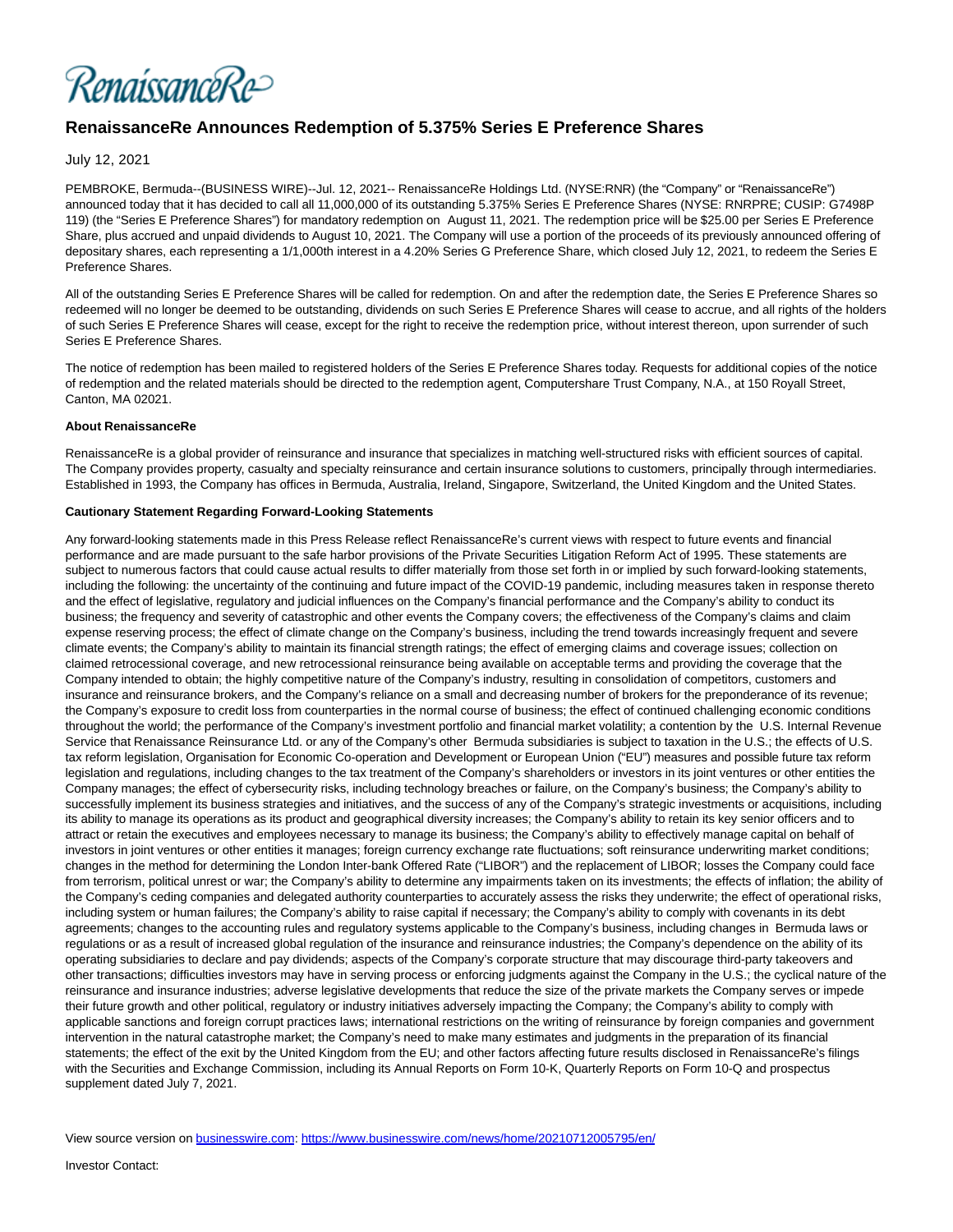RenaissanceRe

# RenaissanceRe Announces Redemption of 5.375% Series E Preference Shares

July 12, 2021

PEMBROKE, Bermuda--(BUSINESS WIRE)--Jul. 12, 2021-- RenaissanceRe Holdings Ltd. (NYSE:RNR) (the "Company" or "RenaissanceRe") announced today that it has decided to call all 11,000,000 of its outstanding 5.375% Series E Preference Shares (NYSE: RNRPRE; CUSIP: G7498P 119) (the "Series E Preference Shares") for mandatory redemption on August 11, 2021. The redemption price will be $25.00 per Series E Preference Share, plus accrued and unpaid dividends to August 10, 2021. The Company will use a portion of the proceeds of its previously announced offering of depositary shares, each representing a 1/1,000th interest in a 4.20% Series G Preference Share, which closed July 12, 2021, to redeem the Series E Preference Shares.

All of the outstanding Series E Preference Shares will be called for redemption. On and after the redemption date, the Series E Preference Shares so redeemed will no longer be deemed to be outstanding, dividends on such Series E Preference Shares will cease to accrue, and all rights of the holders of such Series E Preference Shares will cease, except for the right to receive the redemption price, without interest thereon, upon surrender of such Series E Preference Shares.

The notice of redemption has been mailed to registered holders of the Series E Preference Shares today. Requests for additional copies of the notice of redemption and the related materials should be directed to the redemption agent, Computershare Trust Company, N.A., at 150 Royall Street, Canton, MA 02021.

**About RenaissanceRe**

RenaissanceRe is a global provider of reinsurance and insurance that specializes in matching well-structured risks with efficient sources of capital. The Company provides property, casualty and specialty reinsurance and certain insurance solutions to customers, principally through intermediaries. Established in 1993, the Company has offices in Bermuda, Australia, Ireland, Singapore, Switzerland, the United Kingdom and the United States.

**Cautionary Statement Regarding Forward-Looking Statements**

Any forward-looking statements made in this Press Release reflect RenaissanceRe's current views with respect to future events and financial performance and are made pursuant to the safe harbor provisions of the Private Securities Litigation Reform Act of 1995. These statements are subject to numerous factors that could cause actual results to differ materially from those set forth in or implied by such forward-looking statements, including the following: the uncertainty of the continuing and future impact of the COVID-19 pandemic, including measures taken in response thereto and the effect of legislative, regulatory and judicial influences on the Company's financial performance and the Company's ability to conduct its business; the frequency and severity of catastrophic and other events the Company covers; the effectiveness of the Company's claims and claim expense reserving process; the effect of climate change on the Company's business, including the trend towards increasingly frequent and severe climate events; the Company's ability to maintain its financial strength ratings; the effect of emerging claims and coverage issues; collection on claimed retrocessional coverage, and new retrocessional reinsurance being available on acceptable terms and providing the coverage that the Company intended to obtain; the highly competitive nature of the Company's industry, resulting in consolidation of competitors, customers and insurance and reinsurance brokers, and the Company's reliance on a small and decreasing number of brokers for the preponderance of its revenue; the Company's exposure to credit loss from counterparties in the normal course of business; the effect of continued challenging economic conditions throughout the world; the performance of the Company's investment portfolio and financial market volatility; a contention by the U.S. Internal Revenue Service that Renaissance Reinsurance Ltd. or any of the Company's other Bermuda subsidiaries is subject to taxation in the U.S.; the effects of U.S. tax reform legislation, Organisation for Economic Co-operation and Development or European Union ("EU") measures and possible future tax reform legislation and regulations, including changes to the tax treatment of the Company's shareholders or investors in its joint ventures or other entities the Company manages; the effect of cybersecurity risks, including technology breaches or failure, on the Company's business; the Company's ability to successfully implement its business strategies and initiatives, and the success of any of the Company's strategic investments or acquisitions, including its ability to manage its operations as its product and geographical diversity increases; the Company's ability to retain its key senior officers and to attract or retain the executives and employees necessary to manage its business; the Company's ability to effectively manage capital on behalf of investors in joint ventures or other entities it manages; foreign currency exchange rate fluctuations; soft reinsurance underwriting market conditions; changes in the method for determining the London Inter-bank Offered Rate ("LIBOR") and the replacement of LIBOR; losses the Company could face from terrorism, political unrest or war; the Company's ability to determine any impairments taken on its investments; the effects of inflation; the ability of the Company's ceding companies and delegated authority counterparties to accurately assess the risks they underwrite; the effect of operational risks, including system or human failures; the Company's ability to raise capital if necessary; the Company's ability to comply with covenants in its debt agreements; changes to the accounting rules and regulatory systems applicable to the Company's business, including changes in Bermuda laws or regulations or as a result of increased global regulation of the insurance and reinsurance industries; the Company's dependence on the ability of its operating subsidiaries to declare and pay dividends; aspects of the Company's corporate structure that may discourage third-party takeovers and other transactions; difficulties investors may have in serving process or enforcing judgments against the Company in the U.S.; the cyclical nature of the reinsurance and insurance industries; adverse legislative developments that reduce the size of the private markets the Company serves or impede their future growth and other political, regulatory or industry initiatives adversely impacting the Company; the Company's ability to comply with applicable sanctions and foreign corrupt practices laws; international restrictions on the writing of reinsurance by foreign companies and government intervention in the natural catastrophe market; the Company's need to make many estimates and judgments in the preparation of its financial statements; the effect of the exit by the United Kingdom from the EU; and other factors affecting future results disclosed in RenaissanceRe's filings with the Securities and Exchange Commission, including its Annual Reports on Form 10-K, Quarterly Reports on Form 10-Q and prospectus supplement dated July 7, 2021.

View source version on businesswire.com: https://www.businesswire.com/news/home/20210712005795/en/

Investor Contact: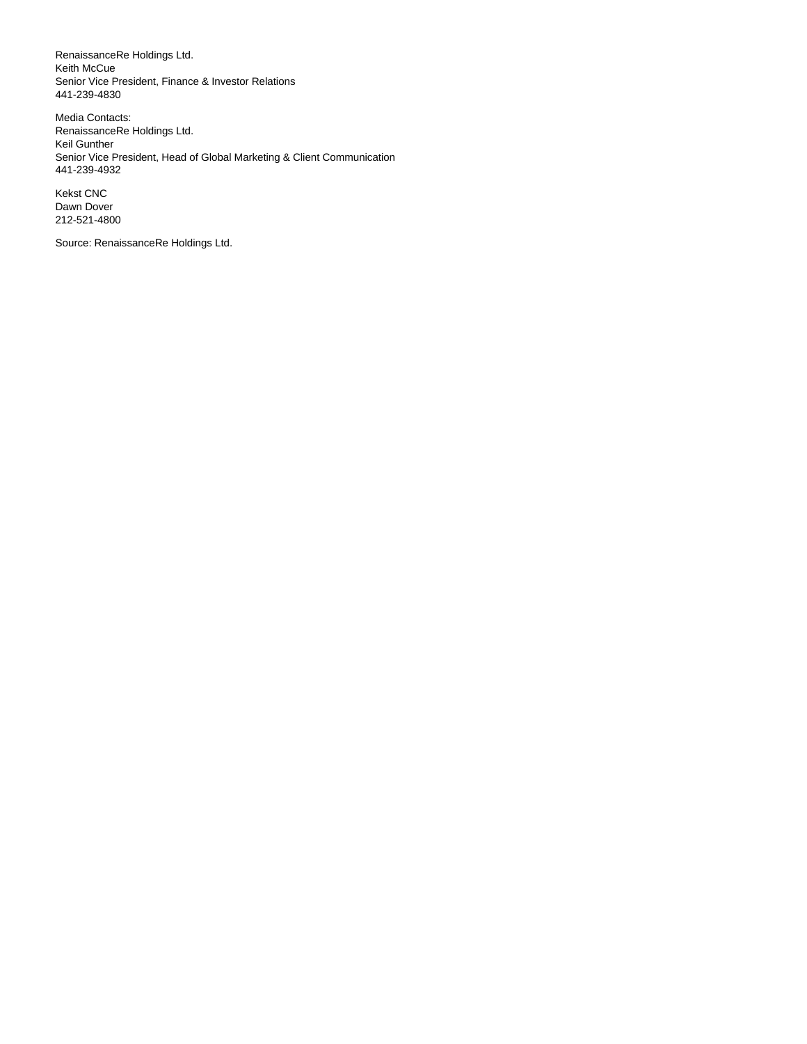RenaissanceRe Holdings Ltd.
Keith McCue
Senior Vice President, Finance & Investor Relations
441-239-4830

Media Contacts:
RenaissanceRe Holdings Ltd.
Keil Gunther
Senior Vice President, Head of Global Marketing & Client Communication
441-239-4932

Kekst CNC
Dawn Dover
212-521-4800

Source: RenaissanceRe Holdings Ltd.